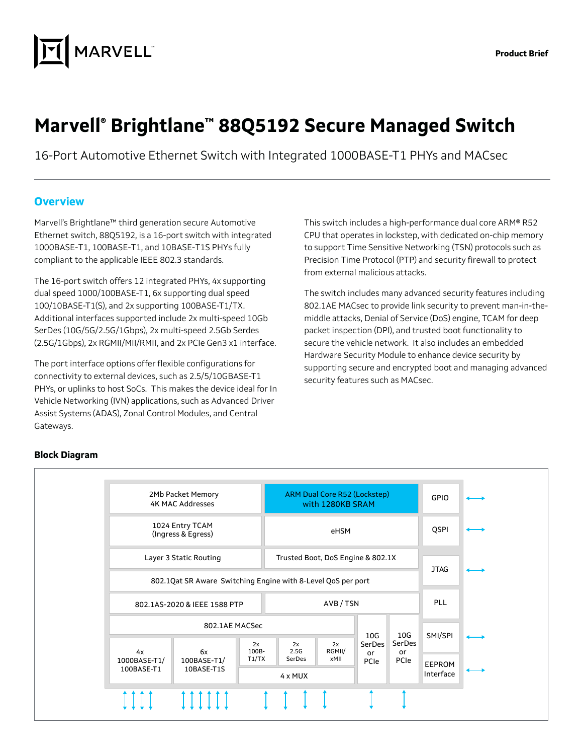Product Brief

# Marvell® Brightlane™ 88Q5192 Secure Managed Switch

16-Port Automotive Ethernet Switch with Integrated 1000BASE-T1 PHYs and MACsec

## Overview

Marvell's Brightlane™ third generation secure Automotive Ethernet switch, 88Q5192, is a 16-port switch with integrated 1000BASE-T1, 100BASE-T1, and 10BASE-T1S PHYs fully compliant to the applicable IEEE 802.3 standards.

The 16-port switch offers 12 integrated PHYs, 4x supporting dual speed 1000/100BASE-T1, 6x supporting dual speed 100/10BASE-T1(S), and 2x supporting 100BASE-T1/TX. Additional interfaces supported include 2x multi-speed 10Gb SerDes (10G/5G/2.5G/1Gbps), 2x multi-speed 2.5Gb Serdes (2.5G/1Gbps), 2x RGMII/MII/RMII, and 2x PCIe Gen3 x1 interface.

The port interface options offer flexible configurations for connectivity to external devices, such as 2.5/5/10GBASE-T1 PHYs, or uplinks to host SoCs. This makes the device ideal for In Vehicle Networking (IVN) applications, such as Advanced Driver Assist Systems (ADAS), Zonal Control Modules, and Central Gateways.

This switch includes a high-performance dual core ARM® R52 CPU that operates in lockstep, with dedicated on-chip memory to support Time Sensitive Networking (TSN) protocols such as Precision Time Protocol (PTP) and security firewall to protect from external malicious attacks.

The switch includes many advanced security features including 802.1AE MACsec to provide link security to prevent man-in-the-middle attacks, Denial of Service (DoS) engine, TCAM for deep packet inspection (DPI), and trusted boot functionality to secure the vehicle network. It also includes an embedded Hardware Security Module to enhance device security by supporting secure and encrypted boot and managing advanced security features such as MACsec.

### Block Diagram

- 2Mb Packet Memory, 4K MAC Addresses
- ARM Dual Core R52 (Lockstep) with 1280KB SRAM
- 1024 Entry TCAM (Ingress & Egress)
- eHSM
- Layer 3 Static Routing
- Trusted Boot, DoS Engine & 802.1X
- 802.1Qat SR Aware Switching Engine with 8-Level QoS per port
- 802.1AS-2020 & IEEE 1588 PTP
- AVB / TSN
- 802.1AE MACSec
- 4x 1000BASE-T1/100BASE-T1
- 6x 100BASE-T1/10BASE-T1S
- 2x 100B-T1/TX
- 2x 2.5G SerDes
- 2x RGMII/xMII
- 4 x MUX
- 10G SerDes or PCIe
- 10G SerDes or PCIe
- GPIO
- QSPI
- JTAG
- PLL
- SMI/SPI
- EEPROM Interface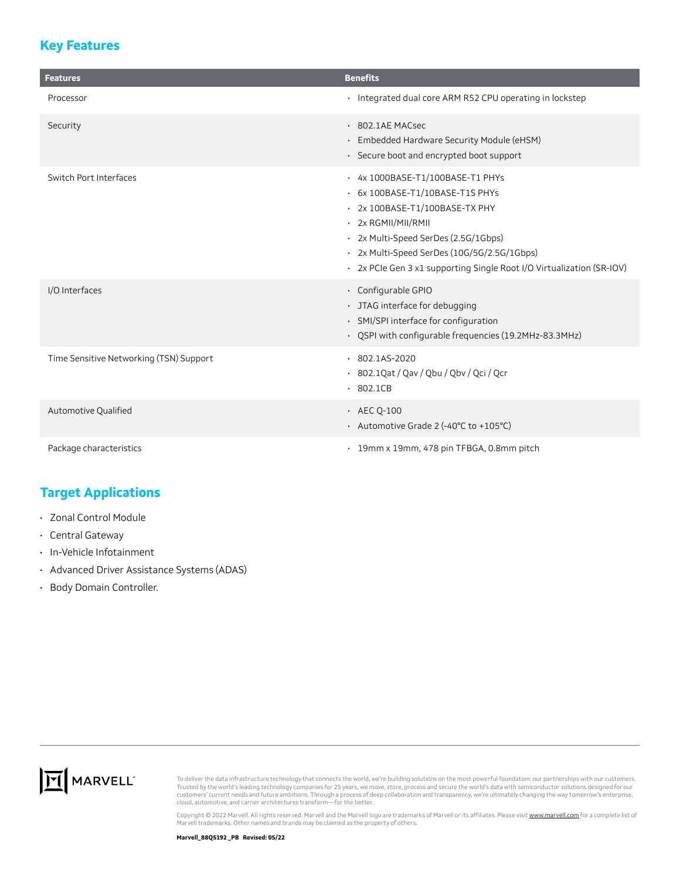## Key Features

| Features | Benefits |
| --- | --- |
| Processor | · Integrated dual core ARM R52 CPU operating in lockstep |
| Security | · 802.1AE MACsec<br>· Embedded Hardware Security Module (eHSM)<br>· Secure boot and encrypted boot support |
| Switch Port Interfaces | · 4x 1000BASE-T1/100BASE-T1 PHYs<br>· 6x 100BASE-T1/10BASE-T1S PHYs<br>· 2x 100BASE-T1/100BASE-TX PHY<br>· 2x RGMII/MII/RMII<br>· 2x Multi-Speed SerDes (2.5G/1Gbps)<br>· 2x Multi-Speed SerDes (10G/5G/2.5G/1Gbps)<br>· 2x PCIe Gen 3 x1 supporting Single Root I/O Virtualization (SR-IOV) |
| I/O Interfaces | · Configurable GPIO<br>· JTAG interface for debugging<br>· SMI/SPI interface for configuration<br>· QSPI with configurable frequencies (19.2MHz-83.3MHz) |
| Time Sensitive Networking (TSN) Support | · 802.1AS-2020<br>· 802.1Qat / Qav / Qbu / Qbv / Qci / Qcr<br>· 802.1CB |
| Automotive Qualified | · AEC Q-100<br>· Automotive Grade 2 (-40°C to +105°C) |
| Package characteristics | · 19mm x 19mm, 478 pin TFBGA, 0.8mm pitch |

## Target Applications

- Zonal Control Module
- Central Gateway
- In-Vehicle Infotainment
- Advanced Driver Assistance Systems (ADAS)
- Body Domain Controller.

MARVELL

To deliver the data infrastructure technology that connects the world, we're building solutions on the most powerful foundation: our partnerships with our customers. Trusted by the world's leading technology companies for 25 years, we move, store, process and secure the world's data with semiconductor solutions designed for our customers' current needs and future ambitions. Through a process of deep collaboration and transparency, we're ultimately changing the way tomorrow's enterprise, cloud, automotive, and carrier architectures transform—for the better.

Copyright © 2022 Marvell. All rights reserved. Marvell and the Marvell logo are trademarks of Marvell or its affiliates. Please visit www.marvell.com for a complete list of Marvell trademarks. Other names and brands may be claimed as the property of others.

**Marvell_88Q5192 _PB Revised: 05/22**